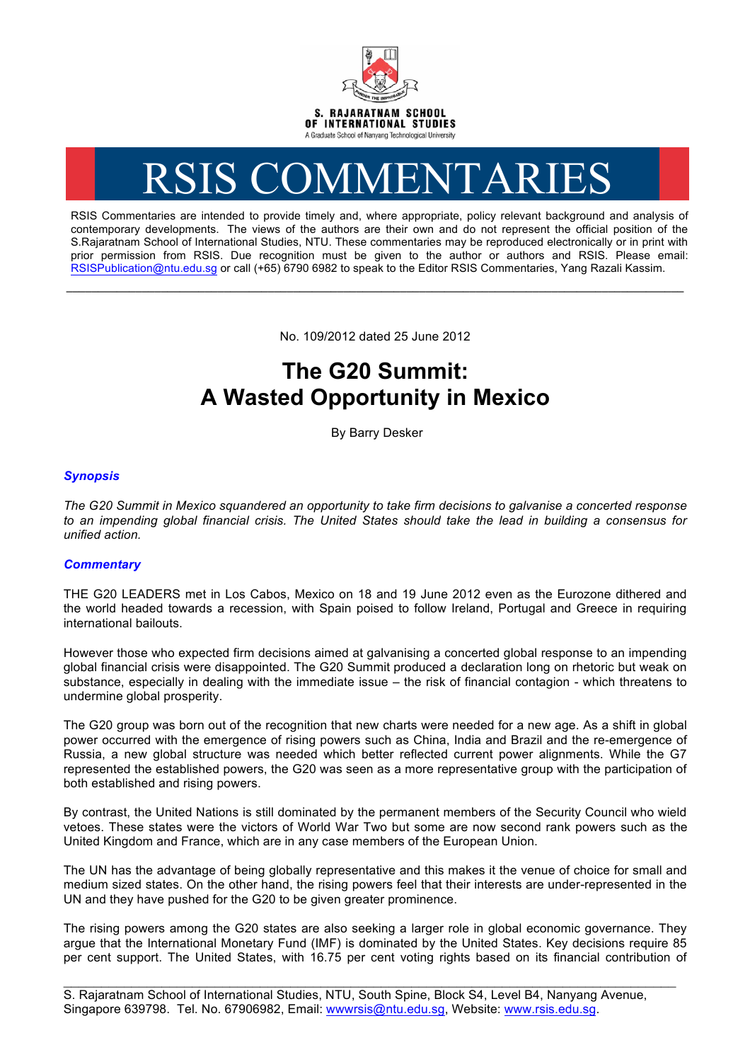S. RAJARATNAM SCHOOL OF INTERNATIONAL STUDIES

A Graduate School of Nanyang Technological University

# RSIS COMMENTARIES

RSIS Commentaries are intended to provide timely and, where appropriate, policy relevant background and analysis of contemporary developments. The views of the authors are their own and do not represent the official position of the S.Rajaratnam School of International Studies, NTU. These commentaries may be reproduced electronically or in print with prior permission from RSIS. Due recognition must be given to the author or authors and RSIS. Please email: RSISPublication@ntu.edu.sg or call (+65) 6790 6982 to speak to the Editor RSIS Commentaries, Yang Razali Kassim.

---

No. 109/2012 dated 25 June 2012

# The G20 Summit: A Wasted Opportunity in Mexico

By Barry Desker

## *Synopsis*

*The G20 Summit in Mexico squandered an opportunity to take firm decisions to galvanise a concerted response to an impending global financial crisis. The United States should take the lead in building a consensus for unified action.*

## *Commentary*

THE G20 LEADERS met in Los Cabos, Mexico on 18 and 19 June 2012 even as the Eurozone dithered and the world headed towards a recession, with Spain poised to follow Ireland, Portugal and Greece in requiring international bailouts.

However those who expected firm decisions aimed at galvanising a concerted global response to an impending global financial crisis were disappointed. The G20 Summit produced a declaration long on rhetoric but weak on substance, especially in dealing with the immediate issue – the risk of financial contagion - which threatens to undermine global prosperity.

The G20 group was born out of the recognition that new charts were needed for a new age. As a shift in global power occurred with the emergence of rising powers such as China, India and Brazil and the re-emergence of Russia, a new global structure was needed which better reflected current power alignments. While the G7 represented the established powers, the G20 was seen as a more representative group with the participation of both established and rising powers.

By contrast, the United Nations is still dominated by the permanent members of the Security Council who wield vetoes. These states were the victors of World War Two but some are now second rank powers such as the United Kingdom and France, which are in any case members of the European Union.

The UN has the advantage of being globally representative and this makes it the venue of choice for small and medium sized states. On the other hand, the rising powers feel that their interests are under-represented in the UN and they have pushed for the G20 to be given greater prominence.

The rising powers among the G20 states are also seeking a larger role in global economic governance. They argue that the International Monetary Fund (IMF) is dominated by the United States. Key decisions require 85 per cent support. The United States, with 16.75 per cent voting rights based on its financial contribution of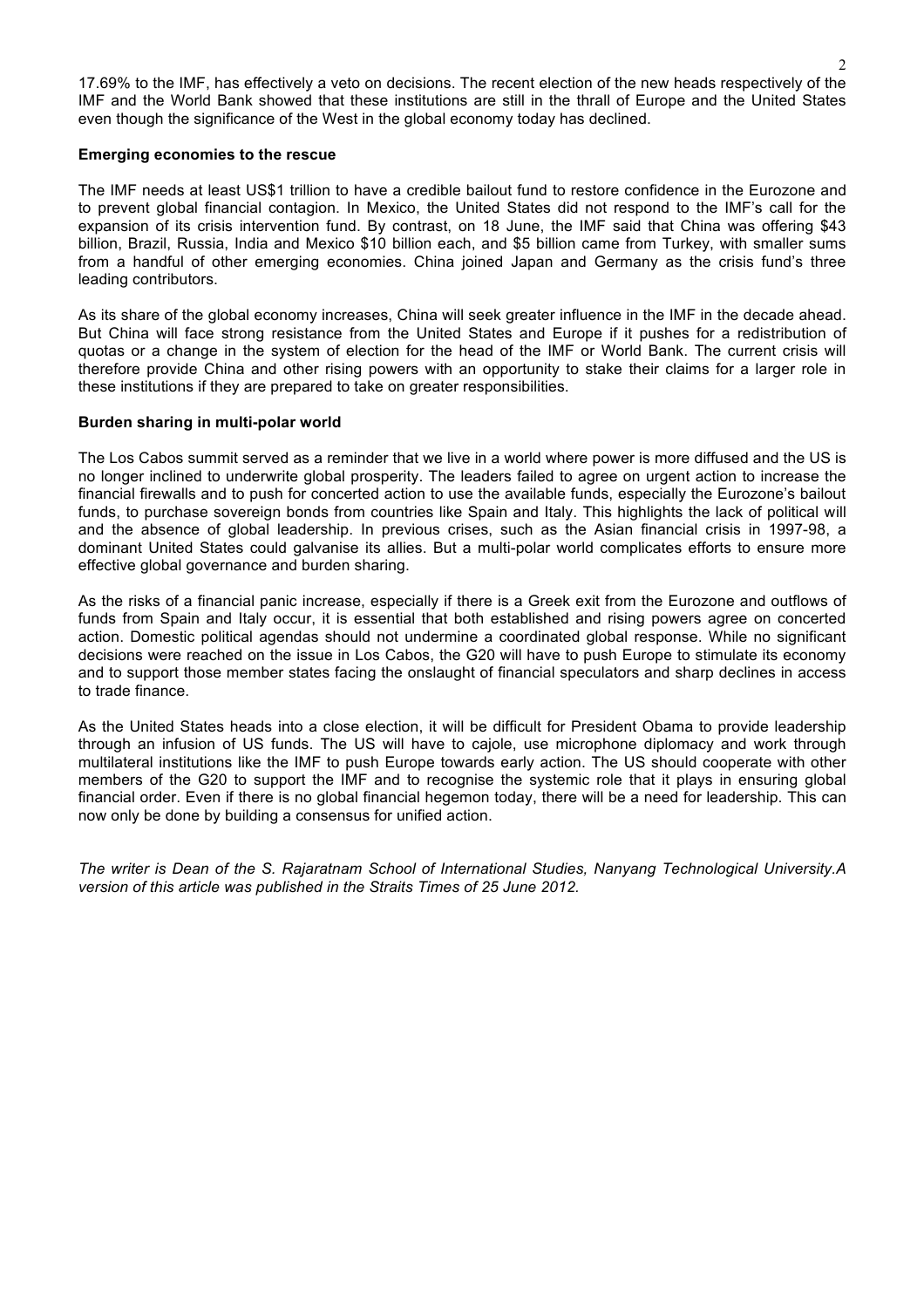17.69% to the IMF, has effectively a veto on decisions. The recent election of the new heads respectively of the IMF and the World Bank showed that these institutions are still in the thrall of Europe and the United States even though the significance of the West in the global economy today has declined.

**Emerging economies to the rescue**

The IMF needs at least US$1 trillion to have a credible bailout fund to restore confidence in the Eurozone and to prevent global financial contagion. In Mexico, the United States did not respond to the IMF's call for the expansion of its crisis intervention fund. By contrast, on 18 June, the IMF said that China was offering $43 billion, Brazil, Russia, India and Mexico $10 billion each, and $5 billion came from Turkey, with smaller sums from a handful of other emerging economies. China joined Japan and Germany as the crisis fund's three leading contributors.

As its share of the global economy increases, China will seek greater influence in the IMF in the decade ahead. But China will face strong resistance from the United States and Europe if it pushes for a redistribution of quotas or a change in the system of election for the head of the IMF or World Bank. The current crisis will therefore provide China and other rising powers with an opportunity to stake their claims for a larger role in these institutions if they are prepared to take on greater responsibilities.

**Burden sharing in multi-polar world**

The Los Cabos summit served as a reminder that we live in a world where power is more diffused and the US is no longer inclined to underwrite global prosperity. The leaders failed to agree on urgent action to increase the financial firewalls and to push for concerted action to use the available funds, especially the Eurozone's bailout funds, to purchase sovereign bonds from countries like Spain and Italy. This highlights the lack of political will and the absence of global leadership. In previous crises, such as the Asian financial crisis in 1997-98, a dominant United States could galvanise its allies. But a multi-polar world complicates efforts to ensure more effective global governance and burden sharing.

As the risks of a financial panic increase, especially if there is a Greek exit from the Eurozone and outflows of funds from Spain and Italy occur, it is essential that both established and rising powers agree on concerted action. Domestic political agendas should not undermine a coordinated global response. While no significant decisions were reached on the issue in Los Cabos, the G20 will have to push Europe to stimulate its economy and to support those member states facing the onslaught of financial speculators and sharp declines in access to trade finance.

As the United States heads into a close election, it will be difficult for President Obama to provide leadership through an infusion of US funds. The US will have to cajole, use microphone diplomacy and work through multilateral institutions like the IMF to push Europe towards early action. The US should cooperate with other members of the G20 to support the IMF and to recognise the systemic role that it plays in ensuring global financial order. Even if there is no global financial hegemon today, there will be a need for leadership. This can now only be done by building a consensus for unified action.

*The writer is Dean of the S. Rajaratnam School of International Studies, Nanyang Technological University.A version of this article was published in the Straits Times of 25 June 2012.*